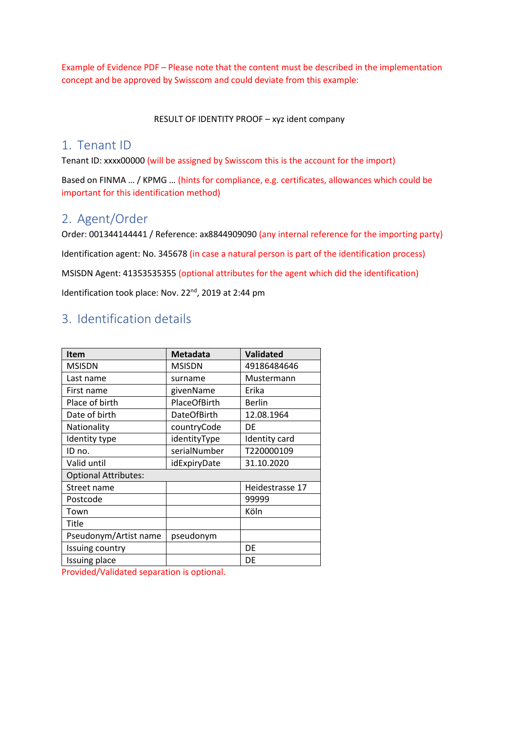Example of Evidence PDF – Please note that the content must be described in the implementation concept and be approved by Swisscom and could deviate from this example:

RESULT OF IDENTITY PROOF – xyz ident company

## 1. Tenant ID

Tenant ID: xxxx00000 (will be assigned by Swisscom this is the account for the import)

Based on FINMA … / KPMG … (hints for compliance, e.g. certificates, allowances which could be important for this identification method)

## 2. Agent/Order

Order: 001344144441 / Reference: ax8844909090 (any internal reference for the importing party)

Identification agent: No. 345678 (in case a natural person is part of the identification process)

MSISDN Agent: 41353535355 (optional attributes for the agent which did the identification)

Identification took place: Nov. 22nd, 2019 at 2:44 pm

## 3. Identification details

| Item | Metadata | Validated |
|---|---|---|
| MSISDN | MSISDN | 49186484646 |
| Last name | surname | Mustermann |
| First name | givenName | Erika |
| Place of birth | PlaceOfBirth | Berlin |
| Date of birth | DateOfBirth | 12.08.1964 |
| Nationality | countryCode | DE |
| Identity type | identityType | Identity card |
| ID no. | serialNumber | T220000109 |
| Valid until | idExpiryDate | 31.10.2020 |
| Optional Attributes: | | |
| Street name | | Heidestrasse 17 |
| Postcode | | 99999 |
| Town | | Köln |
| Title | | |
| Pseudonym/Artist name | pseudonym | |
| Issuing country | | DE |
| Issuing place | | DE |

Provided/Validated separation is optional.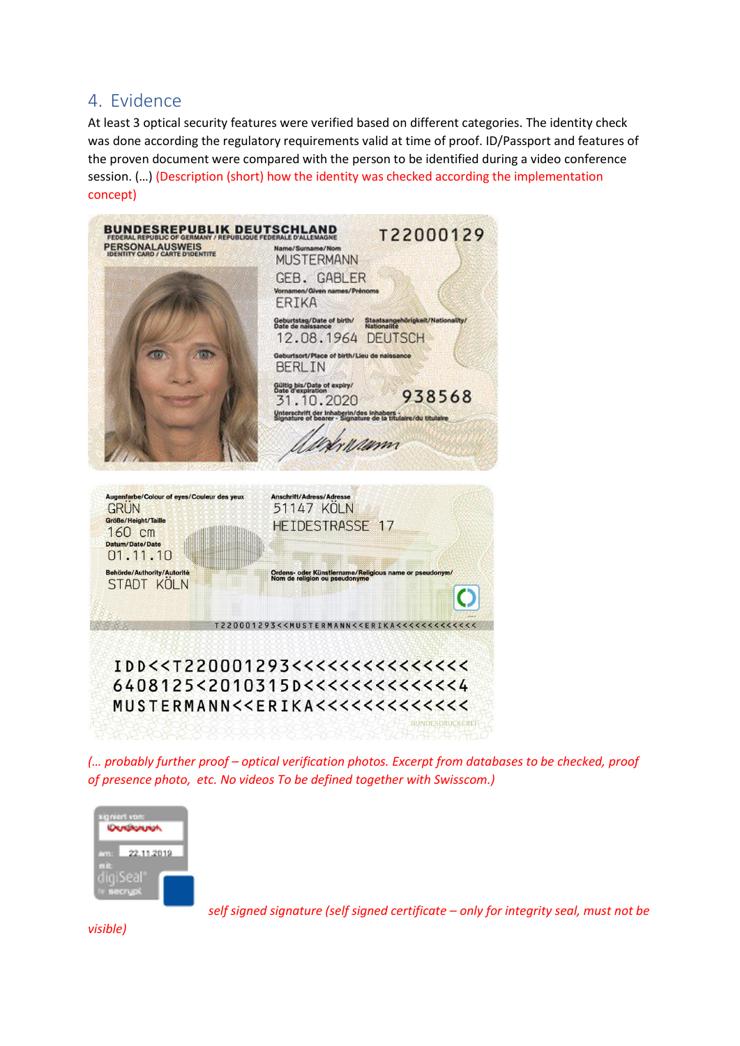## 4. Evidence

At least 3 optical security features were verified based on different categories. The identity check was done according the regulatory requirements valid at time of proof. ID/Passport and features of the proven document were compared with the person to be identified during a video conference session. (…) (Description (short) how the identity was checked according the implementation concept)

*(… probably further proof – optical verification photos. Excerpt from databases to be checked, proof of presence photo, etc. No videos To be defined together with Swisscom.)*

*self signed signature (self signed certificate – only for integrity seal, must not be visible)*